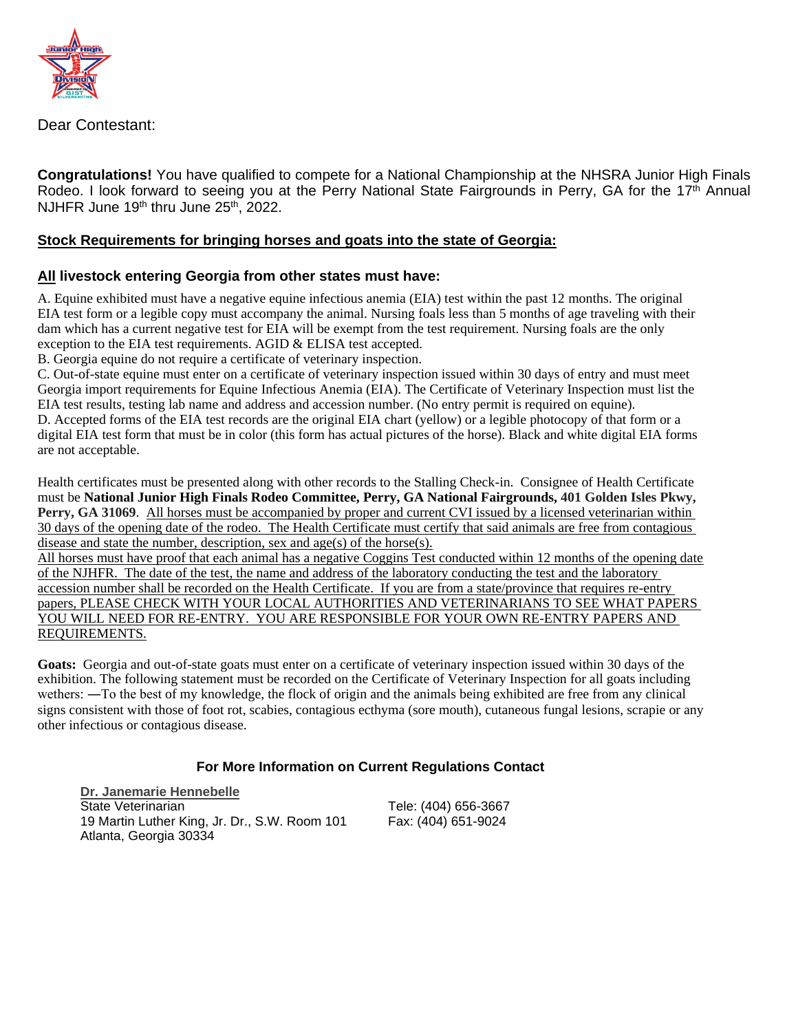Dear Contestant:

**Congratulations!** You have qualified to compete for a National Championship at the NHSRA Junior High Finals Rodeo. I look forward to seeing you at the Perry National State Fairgrounds in Perry, GA for the 17th Annual NJHFR June 19th thru June 25th, 2022.

## Stock Requirements for bringing horses and goats into the state of Georgia:

### All livestock entering Georgia from other states must have:

A. Equine exhibited must have a negative equine infectious anemia (EIA) test within the past 12 months. The original EIA test form or a legible copy must accompany the animal. Nursing foals less than 5 months of age traveling with their dam which has a current negative test for EIA will be exempt from the test requirement. Nursing foals are the only exception to the EIA test requirements. AGID & ELISA test accepted.

B. Georgia equine do not require a certificate of veterinary inspection.

C. Out-of-state equine must enter on a certificate of veterinary inspection issued within 30 days of entry and must meet Georgia import requirements for Equine Infectious Anemia (EIA). The Certificate of Veterinary Inspection must list the EIA test results, testing lab name and address and accession number. (No entry permit is required on equine).

D. Accepted forms of the EIA test records are the original EIA chart (yellow) or a legible photocopy of that form or a digital EIA test form that must be in color (this form has actual pictures of the horse). Black and white digital EIA forms are not acceptable.

Health certificates must be presented along with other records to the Stalling Check-in. Consignee of Health Certificate must be **National Junior High Finals Rodeo Committee, Perry, GA National Fairgrounds, 401 Golden Isles Pkwy, Perry, GA 31069**. All horses must be accompanied by proper and current CVI issued by a licensed veterinarian within 30 days of the opening date of the rodeo. The Health Certificate must certify that said animals are free from contagious disease and state the number, description, sex and age(s) of the horse(s).

All horses must have proof that each animal has a negative Coggins Test conducted within 12 months of the opening date of the NJHFR. The date of the test, the name and address of the laboratory conducting the test and the laboratory accession number shall be recorded on the Health Certificate. If you are from a state/province that requires re-entry papers, PLEASE CHECK WITH YOUR LOCAL AUTHORITIES AND VETERINARIANS TO SEE WHAT PAPERS YOU WILL NEED FOR RE-ENTRY. YOU ARE RESPONSIBLE FOR YOUR OWN RE-ENTRY PAPERS AND REQUIREMENTS.

**Goats:** Georgia and out-of-state goats must enter on a certificate of veterinary inspection issued within 30 days of the exhibition. The following statement must be recorded on the Certificate of Veterinary Inspection for all goats including wethers: ―To the best of my knowledge, the flock of origin and the animals being exhibited are free from any clinical signs consistent with those of foot rot, scabies, contagious ecthyma (sore mouth), cutaneous fungal lesions, scrapie or any other infectious or contagious disease.

### For More Information on Current Regulations Contact

**Dr. Janemarie Hennebelle**
State Veterinarian
19 Martin Luther King, Jr. Dr., S.W. Room 101
Atlanta, Georgia 30334

Tele: (404) 656-3667
Fax: (404) 651-9024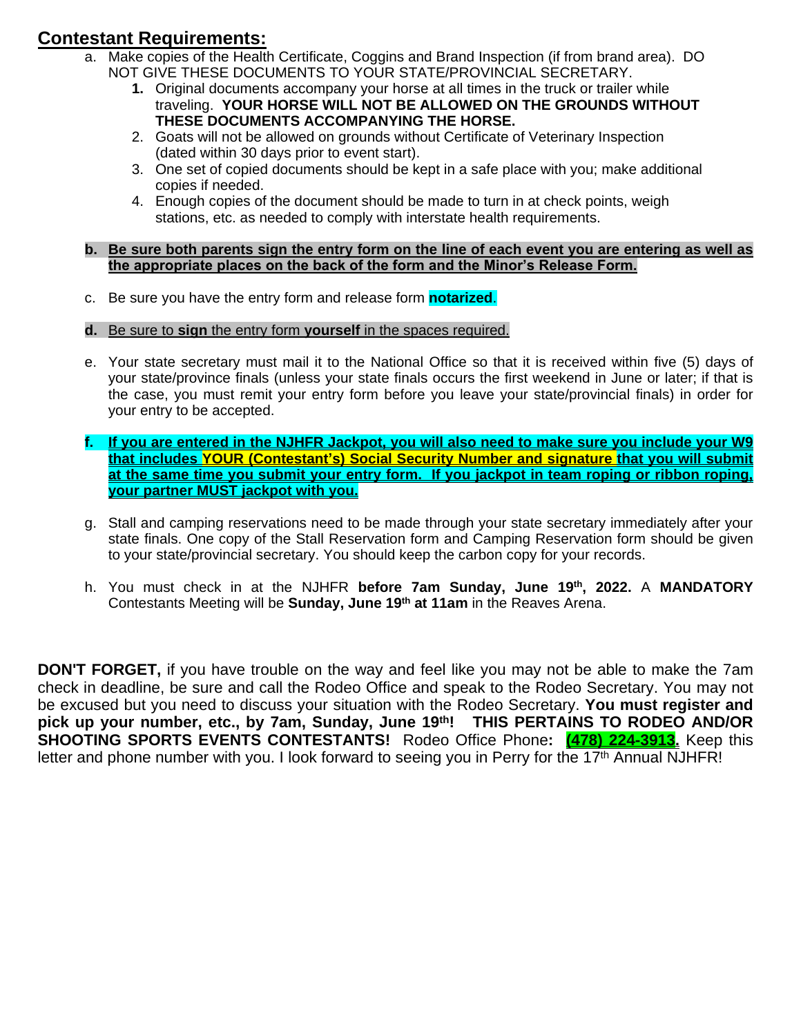## Contestant Requirements:

a. Make copies of the Health Certificate, Coggins and Brand Inspection (if from brand area). DO NOT GIVE THESE DOCUMENTS TO YOUR STATE/PROVINCIAL SECRETARY.

   1. Original documents accompany your horse at all times in the truck or trailer while traveling. **YOUR HORSE WILL NOT BE ALLOWED ON THE GROUNDS WITHOUT THESE DOCUMENTS ACCOMPANYING THE HORSE.**
   2. Goats will not be allowed on grounds without Certificate of Veterinary Inspection (dated within 30 days prior to event start).
   3. One set of copied documents should be kept in a safe place with you; make additional copies if needed.
   4. Enough copies of the document should be made to turn in at check points, weigh stations, etc. as needed to comply with interstate health requirements.

**b. Be sure both parents sign the entry form on the line of each event you are entering as well as the appropriate places on the back of the form and the Minor's Release Form.**

c. Be sure you have the entry form and release form **notarized**.

**d.** Be sure to **sign** the entry form **yourself** in the spaces required.

e. Your state secretary must mail it to the National Office so that it is received within five (5) days of your state/province finals (unless your state finals occurs the first weekend in June or later; if that is the case, you must remit your entry form before you leave your state/provincial finals) in order for your entry to be accepted.

**f. If you are entered in the NJHFR Jackpot, you will also need to make sure you include your W9 that includes YOUR (Contestant's) Social Security Number and signature that you will submit at the same time you submit your entry form. If you jackpot in team roping or ribbon roping, your partner MUST jackpot with you.**

g. Stall and camping reservations need to be made through your state secretary immediately after your state finals. One copy of the Stall Reservation form and Camping Reservation form should be given to your state/provincial secretary. You should keep the carbon copy for your records.

h. You must check in at the NJHFR **before 7am Sunday, June 19th, 2022.** A **MANDATORY** Contestants Meeting will be **Sunday, June 19th at 11am** in the Reaves Arena.

**DON'T FORGET,** if you have trouble on the way and feel like you may not be able to make the 7am check in deadline, be sure and call the Rodeo Office and speak to the Rodeo Secretary. You may not be excused but you need to discuss your situation with the Rodeo Secretary. **You must register and pick up your number, etc., by 7am, Sunday, June 19th! THIS PERTAINS TO RODEO AND/OR SHOOTING SPORTS EVENTS CONTESTANTS!** Rodeo Office Phone**:** **(478) 224-3913.** Keep this letter and phone number with you. I look forward to seeing you in Perry for the 17th Annual NJHFR!